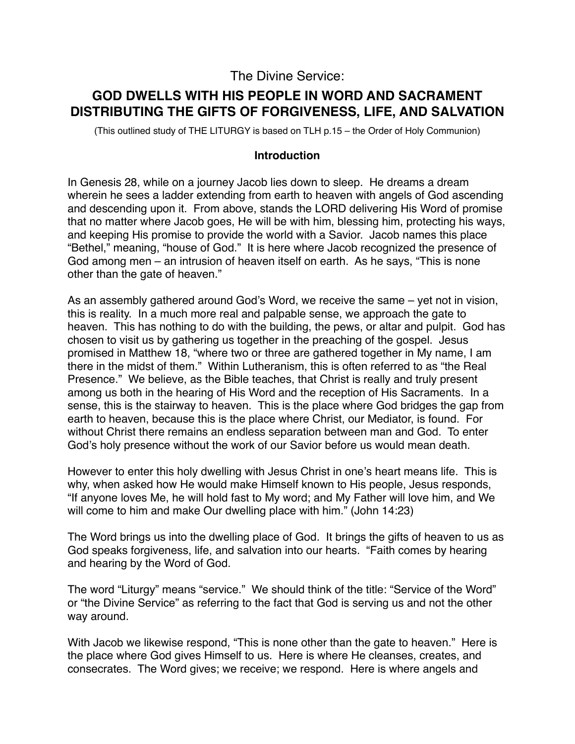The Divine Service:

# GOD DWELLS WITH HIS PEOPLE IN WORD AND SACRAMENT DISTRIBUTING THE GIFTS OF FORGIVENESS, LIFE, AND SALVATION

(This outlined study of THE LITURGY is based on TLH p.15 – the Order of Holy Communion)

## Introduction

In Genesis 28, while on a journey Jacob lies down to sleep. He dreams a dream wherein he sees a ladder extending from earth to heaven with angels of God ascending and descending upon it. From above, stands the LORD delivering His Word of promise that no matter where Jacob goes, He will be with him, blessing him, protecting his ways, and keeping His promise to provide the world with a Savior. Jacob names this place "Bethel," meaning, "house of God." It is here where Jacob recognized the presence of God among men – an intrusion of heaven itself on earth. As he says, "This is none other than the gate of heaven."

As an assembly gathered around God's Word, we receive the same – yet not in vision, this is reality. In a much more real and palpable sense, we approach the gate to heaven. This has nothing to do with the building, the pews, or altar and pulpit. God has chosen to visit us by gathering us together in the preaching of the gospel. Jesus promised in Matthew 18, "where two or three are gathered together in My name, I am there in the midst of them." Within Lutheranism, this is often referred to as "the Real Presence." We believe, as the Bible teaches, that Christ is really and truly present among us both in the hearing of His Word and the reception of His Sacraments. In a sense, this is the stairway to heaven. This is the place where God bridges the gap from earth to heaven, because this is the place where Christ, our Mediator, is found. For without Christ there remains an endless separation between man and God. To enter God's holy presence without the work of our Savior before us would mean death.

However to enter this holy dwelling with Jesus Christ in one's heart means life. This is why, when asked how He would make Himself known to His people, Jesus responds, "If anyone loves Me, he will hold fast to My word; and My Father will love him, and We will come to him and make Our dwelling place with him." (John 14:23)

The Word brings us into the dwelling place of God. It brings the gifts of heaven to us as God speaks forgiveness, life, and salvation into our hearts. "Faith comes by hearing and hearing by the Word of God.

The word "Liturgy" means "service." We should think of the title: "Service of the Word" or "the Divine Service" as referring to the fact that God is serving us and not the other way around.

With Jacob we likewise respond, "This is none other than the gate to heaven." Here is the place where God gives Himself to us. Here is where He cleanses, creates, and consecrates. The Word gives; we receive; we respond. Here is where angels and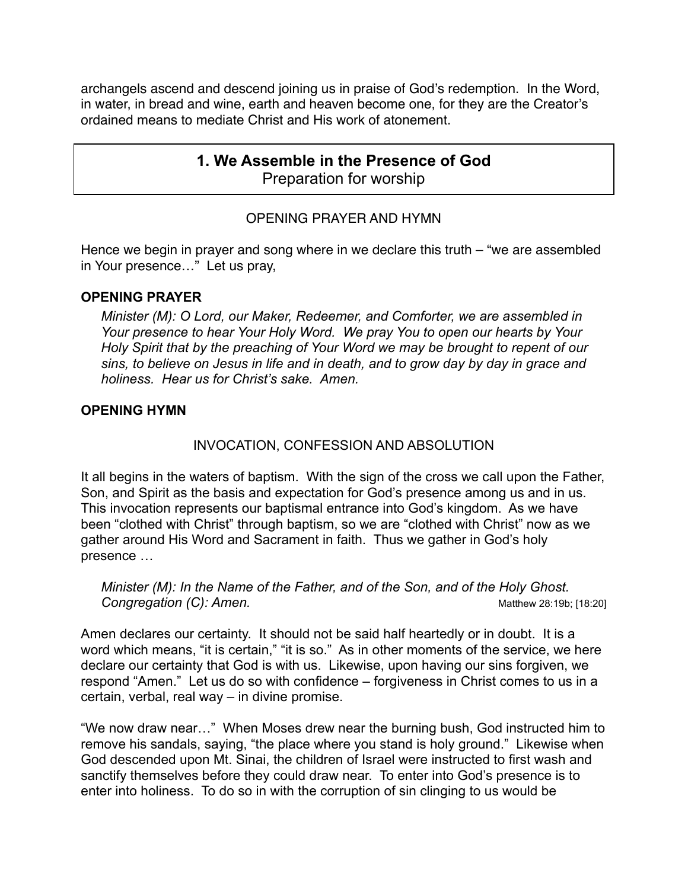archangels ascend and descend joining us in praise of God's redemption. In the Word, in water, in bread and wine, earth and heaven become one, for they are the Creator's ordained means to mediate Christ and His work of atonement.

## 1. We Assemble in the Presence of God
Preparation for worship

OPENING PRAYER AND HYMN

Hence we begin in prayer and song where in we declare this truth – "we are assembled in Your presence…" Let us pray,

**OPENING PRAYER**

> *Minister (M): O Lord, our Maker, Redeemer, and Comforter, we are assembled in Your presence to hear Your Holy Word. We pray You to open our hearts by Your Holy Spirit that by the preaching of Your Word we may be brought to repent of our sins, to believe on Jesus in life and in death, and to grow day by day in grace and holiness. Hear us for Christ's sake. Amen.*

**OPENING HYMN**

INVOCATION, CONFESSION AND ABSOLUTION

It all begins in the waters of baptism. With the sign of the cross we call upon the Father, Son, and Spirit as the basis and expectation for God's presence among us and in us. This invocation represents our baptismal entrance into God's kingdom. As we have been "clothed with Christ" through baptism, so we are "clothed with Christ" now as we gather around His Word and Sacrament in faith. Thus we gather in God's holy presence …

> *Minister (M): In the Name of the Father, and of the Son, and of the Holy Ghost.*
> *Congregation (C): Amen.* Matthew 28:19b; [18:20]

Amen declares our certainty. It should not be said half heartedly or in doubt. It is a word which means, "it is certain," "it is so." As in other moments of the service, we here declare our certainty that God is with us. Likewise, upon having our sins forgiven, we respond "Amen." Let us do so with confidence – forgiveness in Christ comes to us in a certain, verbal, real way – in divine promise.

"We now draw near…" When Moses drew near the burning bush, God instructed him to remove his sandals, saying, "the place where you stand is holy ground." Likewise when God descended upon Mt. Sinai, the children of Israel were instructed to first wash and sanctify themselves before they could draw near. To enter into God's presence is to enter into holiness. To do so in with the corruption of sin clinging to us would be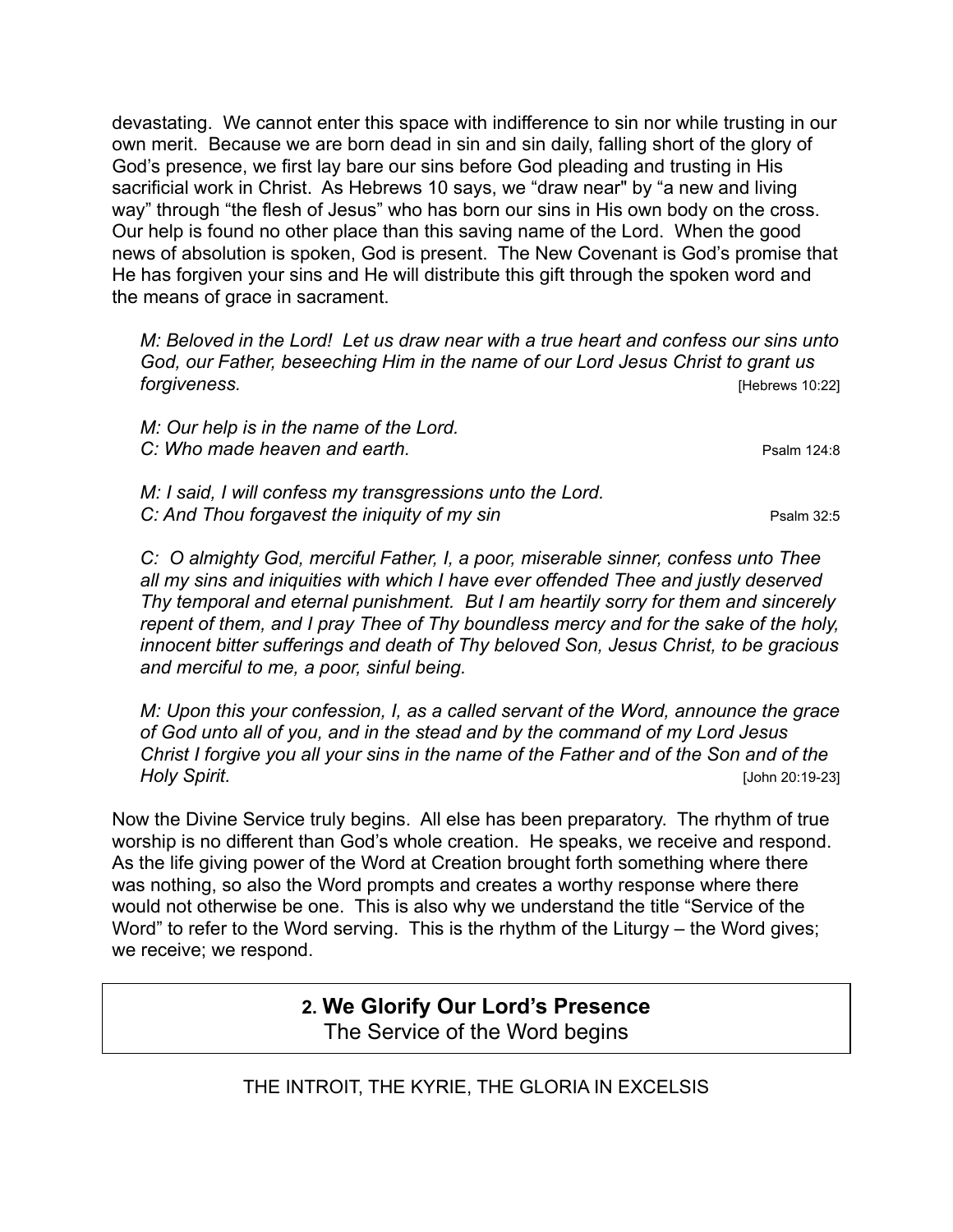devastating. We cannot enter this space with indifference to sin nor while trusting in our own merit. Because we are born dead in sin and sin daily, falling short of the glory of God's presence, we first lay bare our sins before God pleading and trusting in His sacrificial work in Christ. As Hebrews 10 says, we "draw near" by "a new and living way" through "the flesh of Jesus" who has born our sins in His own body on the cross. Our help is found no other place than this saving name of the Lord. When the good news of absolution is spoken, God is present. The New Covenant is God's promise that He has forgiven your sins and He will distribute this gift through the spoken word and the means of grace in sacrament.

> *M: Beloved in the Lord! Let us draw near with a true heart and confess our sins unto God, our Father, beseeching Him in the name of our Lord Jesus Christ to grant us forgiveness.* [Hebrews 10:22]
>
> *M: Our help is in the name of the Lord.*
> *C: Who made heaven and earth.* Psalm 124:8
>
> *M: I said, I will confess my transgressions unto the Lord.*
> *C: And Thou forgavest the iniquity of my sin* Psalm 32:5
>
> *C: O almighty God, merciful Father, I, a poor, miserable sinner, confess unto Thee all my sins and iniquities with which I have ever offended Thee and justly deserved Thy temporal and eternal punishment. But I am heartily sorry for them and sincerely repent of them, and I pray Thee of Thy boundless mercy and for the sake of the holy, innocent bitter sufferings and death of Thy beloved Son, Jesus Christ, to be gracious and merciful to me, a poor, sinful being.*
>
> *M: Upon this your confession, I, as a called servant of the Word, announce the grace of God unto all of you, and in the stead and by the command of my Lord Jesus Christ I forgive you all your sins in the name of the Father and of the Son and of the Holy Spirit.* [John 20:19-23]

Now the Divine Service truly begins. All else has been preparatory. The rhythm of true worship is no different than God's whole creation. He speaks, we receive and respond. As the life giving power of the Word at Creation brought forth something where there was nothing, so also the Word prompts and creates a worthy response where there would not otherwise be one. This is also why we understand the title "Service of the Word" to refer to the Word serving. This is the rhythm of the Liturgy – the Word gives; we receive; we respond.

## 2. We Glorify Our Lord's Presence

The Service of the Word begins

THE INTROIT, THE KYRIE, THE GLORIA IN EXCELSIS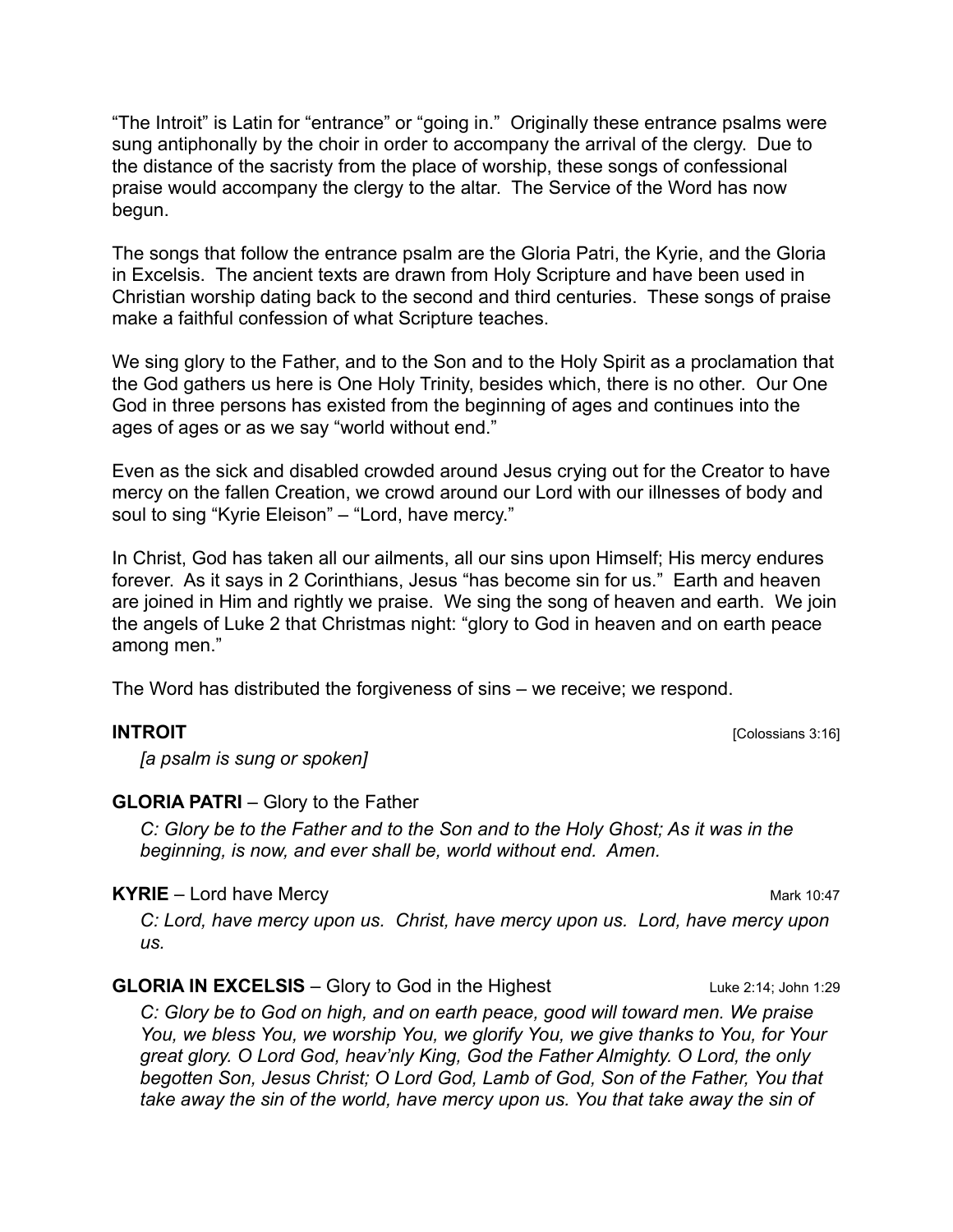"The Introit" is Latin for "entrance" or "going in." Originally these entrance psalms were sung antiphonally by the choir in order to accompany the arrival of the clergy. Due to the distance of the sacristy from the place of worship, these songs of confessional praise would accompany the clergy to the altar. The Service of the Word has now begun.

The songs that follow the entrance psalm are the Gloria Patri, the Kyrie, and the Gloria in Excelsis. The ancient texts are drawn from Holy Scripture and have been used in Christian worship dating back to the second and third centuries. These songs of praise make a faithful confession of what Scripture teaches.

We sing glory to the Father, and to the Son and to the Holy Spirit as a proclamation that the God gathers us here is One Holy Trinity, besides which, there is no other. Our One God in three persons has existed from the beginning of ages and continues into the ages of ages or as we say "world without end."

Even as the sick and disabled crowded around Jesus crying out for the Creator to have mercy on the fallen Creation, we crowd around our Lord with our illnesses of body and soul to sing "Kyrie Eleison" – "Lord, have mercy."

In Christ, God has taken all our ailments, all our sins upon Himself; His mercy endures forever. As it says in 2 Corinthians, Jesus "has become sin for us." Earth and heaven are joined in Him and rightly we praise. We sing the song of heaven and earth. We join the angels of Luke 2 that Christmas night: "glory to God in heaven and on earth peace among men."

The Word has distributed the forgiveness of sins – we receive; we respond.

**INTROIT** [Colossians 3:16]

*[a psalm is sung or spoken]*

**GLORIA PATRI** – Glory to the Father

*C: Glory be to the Father and to the Son and to the Holy Ghost; As it was in the beginning, is now, and ever shall be, world without end. Amen.*

**KYRIE** – Lord have Mercy Mark 10:47

*C: Lord, have mercy upon us. Christ, have mercy upon us. Lord, have mercy upon us.*

**GLORIA IN EXCELSIS** – Glory to God in the Highest Luke 2:14; John 1:29

*C: Glory be to God on high, and on earth peace, good will toward men. We praise You, we bless You, we worship You, we glorify You, we give thanks to You, for Your great glory. O Lord God, heav'nly King, God the Father Almighty. O Lord, the only begotten Son, Jesus Christ; O Lord God, Lamb of God, Son of the Father, You that take away the sin of the world, have mercy upon us. You that take away the sin of*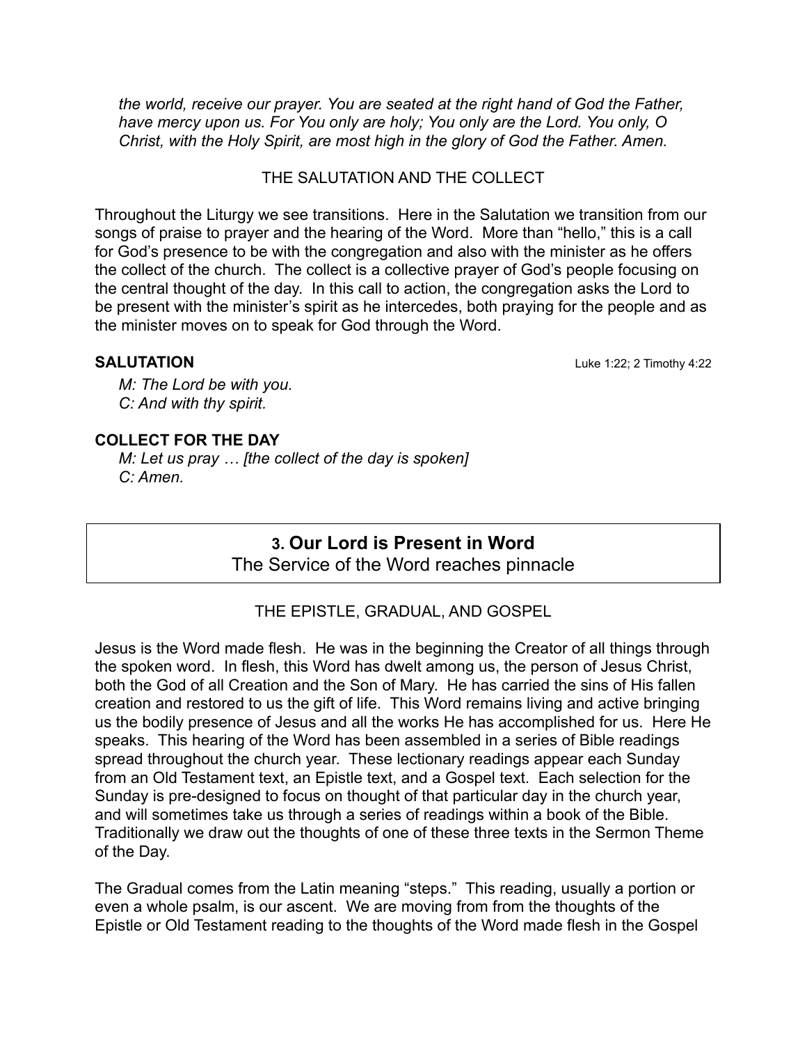*the world, receive our prayer. You are seated at the right hand of God the Father, have mercy upon us. For You only are holy; You only are the Lord. You only, O Christ, with the Holy Spirit, are most high in the glory of God the Father. Amen.*

THE SALUTATION AND THE COLLECT

Throughout the Liturgy we see transitions. Here in the Salutation we transition from our songs of praise to prayer and the hearing of the Word. More than "hello," this is a call for God's presence to be with the congregation and also with the minister as he offers the collect of the church. The collect is a collective prayer of God's people focusing on the central thought of the day. In this call to action, the congregation asks the Lord to be present with the minister's spirit as he intercedes, both praying for the people and as the minister moves on to speak for God through the Word.

**SALUTATION** Luke 1:22; 2 Timothy 4:22

*M: The Lord be with you.*
*C: And with thy spirit.*

**COLLECT FOR THE DAY**

*M: Let us pray … [the collect of the day is spoken]*
*C: Amen.*

## 3. Our Lord is Present in Word
The Service of the Word reaches pinnacle

THE EPISTLE, GRADUAL, AND GOSPEL

Jesus is the Word made flesh. He was in the beginning the Creator of all things through the spoken word. In flesh, this Word has dwelt among us, the person of Jesus Christ, both the God of all Creation and the Son of Mary. He has carried the sins of His fallen creation and restored to us the gift of life. This Word remains living and active bringing us the bodily presence of Jesus and all the works He has accomplished for us. Here He speaks. This hearing of the Word has been assembled in a series of Bible readings spread throughout the church year. These lectionary readings appear each Sunday from an Old Testament text, an Epistle text, and a Gospel text. Each selection for the Sunday is pre-designed to focus on thought of that particular day in the church year, and will sometimes take us through a series of readings within a book of the Bible. Traditionally we draw out the thoughts of one of these three texts in the Sermon Theme of the Day.

The Gradual comes from the Latin meaning "steps." This reading, usually a portion or even a whole psalm, is our ascent. We are moving from from the thoughts of the Epistle or Old Testament reading to the thoughts of the Word made flesh in the Gospel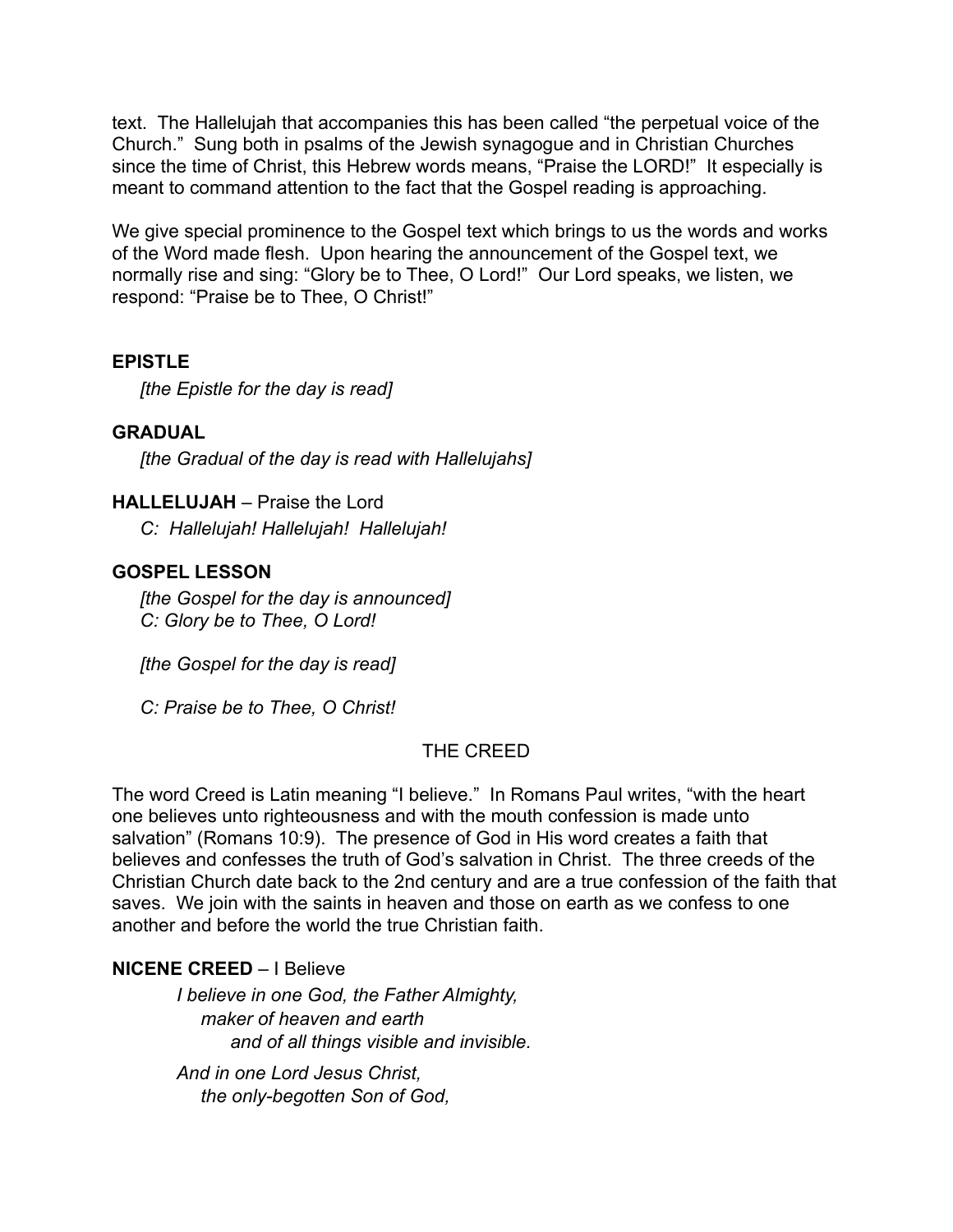text. The Hallelujah that accompanies this has been called "the perpetual voice of the Church." Sung both in psalms of the Jewish synagogue and in Christian Churches since the time of Christ, this Hebrew words means, "Praise the LORD!" It especially is meant to command attention to the fact that the Gospel reading is approaching.

We give special prominence to the Gospel text which brings to us the words and works of the Word made flesh. Upon hearing the announcement of the Gospel text, we normally rise and sing: "Glory be to Thee, O Lord!" Our Lord speaks, we listen, we respond: "Praise be to Thee, O Christ!"

**EPISTLE**

*[the Epistle for the day is read]*

**GRADUAL**

*[the Gradual of the day is read with Hallelujahs]*

**HALLELUJAH** – Praise the Lord

*C: Hallelujah! Hallelujah! Hallelujah!*

**GOSPEL LESSON**

*[the Gospel for the day is announced]*
*C: Glory be to Thee, O Lord!*

*[the Gospel for the day is read]*

*C: Praise be to Thee, O Christ!*

## THE CREED

The word Creed is Latin meaning "I believe." In Romans Paul writes, "with the heart one believes unto righteousness and with the mouth confession is made unto salvation" (Romans 10:9). The presence of God in His word creates a faith that believes and confesses the truth of God's salvation in Christ. The three creeds of the Christian Church date back to the 2nd century and are a true confession of the faith that saves. We join with the saints in heaven and those on earth as we confess to one another and before the world the true Christian faith.

**NICENE CREED** – I Believe

*I believe in one God, the Father Almighty,*
*maker of heaven and earth*
*and of all things visible and invisible.*

*And in one Lord Jesus Christ,*
*the only-begotten Son of God,*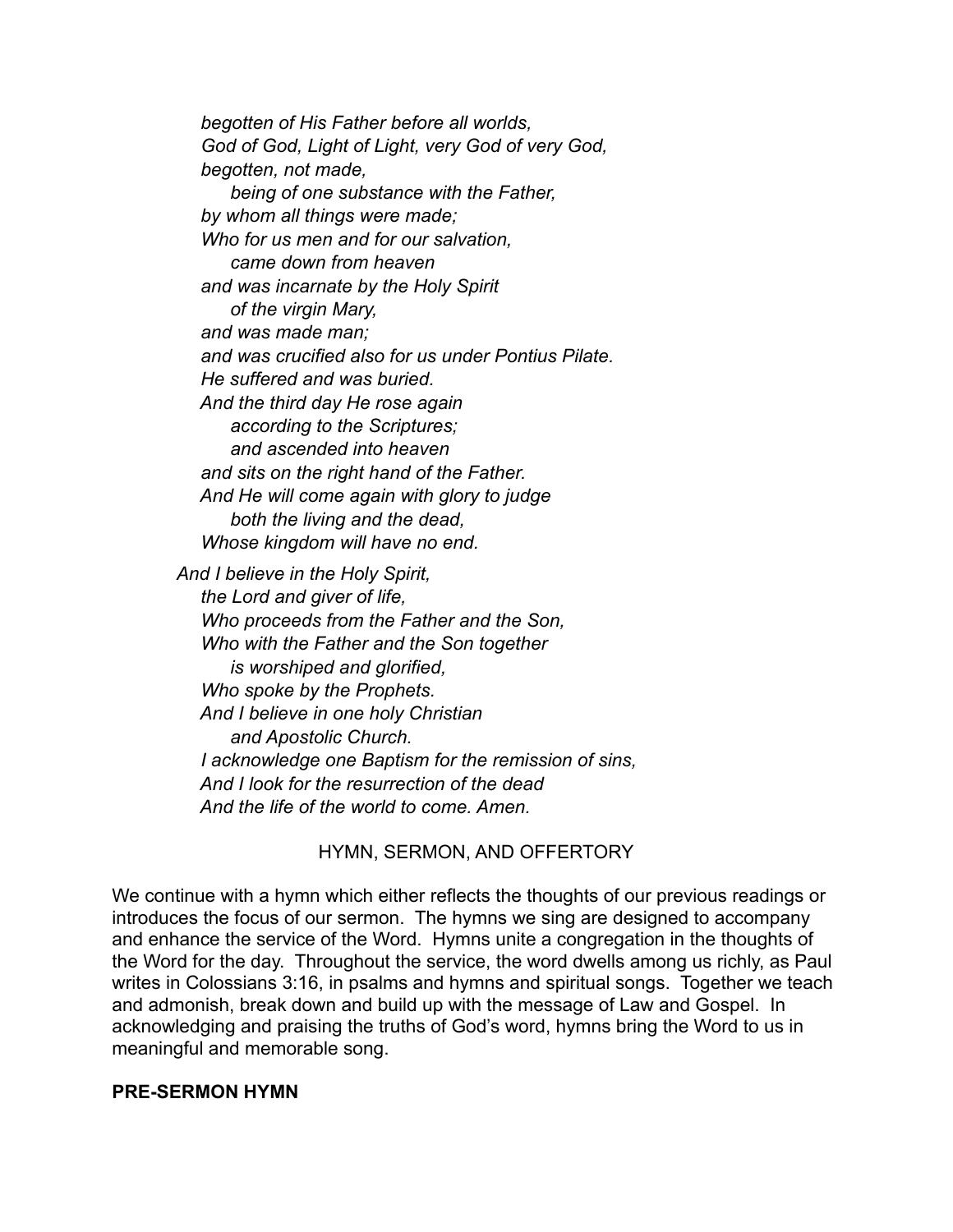*begotten of His Father before all worlds,*
*God of God, Light of Light, very God of very God,*
*begotten, not made,*
*being of one substance with the Father,*
*by whom all things were made;*
*Who for us men and for our salvation,*
*came down from heaven*
*and was incarnate by the Holy Spirit*
*of the virgin Mary,*
*and was made man;*
*and was crucified also for us under Pontius Pilate.*
*He suffered and was buried.*
*And the third day He rose again*
*according to the Scriptures;*
*and ascended into heaven*
*and sits on the right hand of the Father.*
*And He will come again with glory to judge*
*both the living and the dead,*
*Whose kingdom will have no end.*

*And I believe in the Holy Spirit,*
*the Lord and giver of life,*
*Who proceeds from the Father and the Son,*
*Who with the Father and the Son together*
*is worshiped and glorified,*
*Who spoke by the Prophets.*
*And I believe in one holy Christian*
*and Apostolic Church.*
*I acknowledge one Baptism for the remission of sins,*
*And I look for the resurrection of the dead*
*And the life of the world to come. Amen.*

HYMN, SERMON, AND OFFERTORY

We continue with a hymn which either reflects the thoughts of our previous readings or introduces the focus of our sermon. The hymns we sing are designed to accompany and enhance the service of the Word. Hymns unite a congregation in the thoughts of the Word for the day. Throughout the service, the word dwells among us richly, as Paul writes in Colossians 3:16, in psalms and hymns and spiritual songs. Together we teach and admonish, break down and build up with the message of Law and Gospel. In acknowledging and praising the truths of God's word, hymns bring the Word to us in meaningful and memorable song.

**PRE-SERMON HYMN**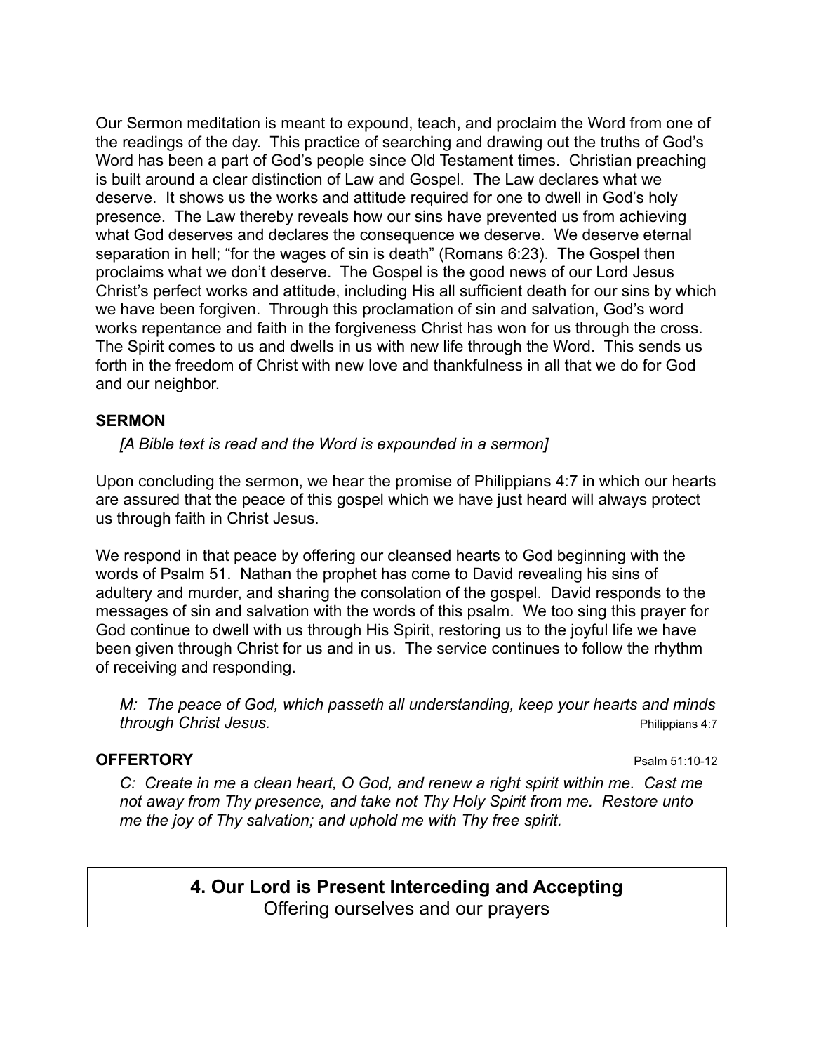Our Sermon meditation is meant to expound, teach, and proclaim the Word from one of the readings of the day. This practice of searching and drawing out the truths of God's Word has been a part of God's people since Old Testament times. Christian preaching is built around a clear distinction of Law and Gospel. The Law declares what we deserve. It shows us the works and attitude required for one to dwell in God's holy presence. The Law thereby reveals how our sins have prevented us from achieving what God deserves and declares the consequence we deserve. We deserve eternal separation in hell; "for the wages of sin is death" (Romans 6:23). The Gospel then proclaims what we don't deserve. The Gospel is the good news of our Lord Jesus Christ's perfect works and attitude, including His all sufficient death for our sins by which we have been forgiven. Through this proclamation of sin and salvation, God's word works repentance and faith in the forgiveness Christ has won for us through the cross. The Spirit comes to us and dwells in us with new life through the Word. This sends us forth in the freedom of Christ with new love and thankfulness in all that we do for God and our neighbor.

**SERMON**

*[A Bible text is read and the Word is expounded in a sermon]*

Upon concluding the sermon, we hear the promise of Philippians 4:7 in which our hearts are assured that the peace of this gospel which we have just heard will always protect us through faith in Christ Jesus.

We respond in that peace by offering our cleansed hearts to God beginning with the words of Psalm 51. Nathan the prophet has come to David revealing his sins of adultery and murder, and sharing the consolation of the gospel. David responds to the messages of sin and salvation with the words of this psalm. We too sing this prayer for God continue to dwell with us through His Spirit, restoring us to the joyful life we have been given through Christ for us and in us. The service continues to follow the rhythm of receiving and responding.

*M: The peace of God, which passeth all understanding, keep your hearts and minds through Christ Jesus.* Philippians 4:7

**OFFERTORY** Psalm 51:10-12

*C: Create in me a clean heart, O God, and renew a right spirit within me. Cast me not away from Thy presence, and take not Thy Holy Spirit from me. Restore unto me the joy of Thy salvation; and uphold me with Thy free spirit.*

## 4. Our Lord is Present Interceding and Accepting

Offering ourselves and our prayers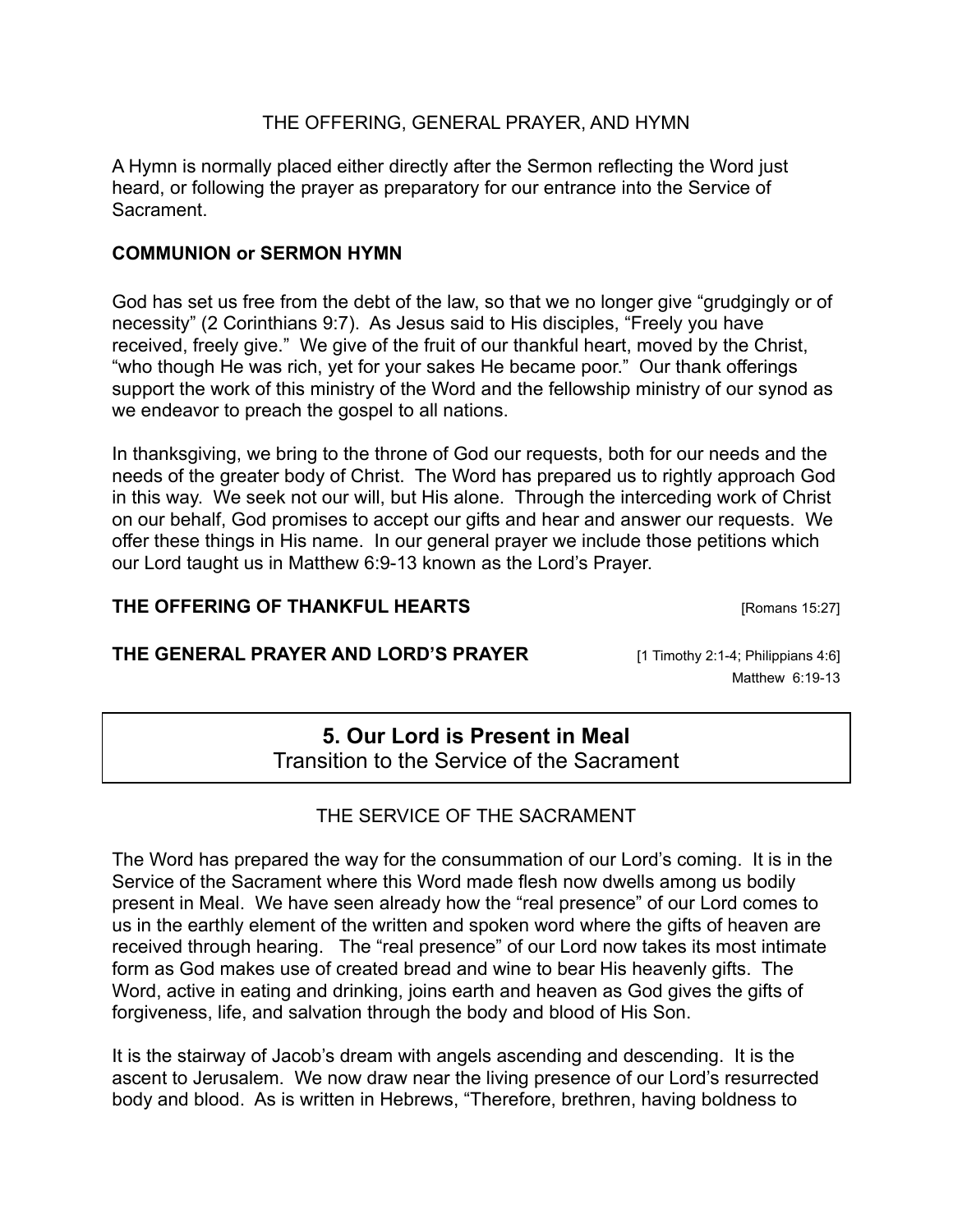THE OFFERING, GENERAL PRAYER, AND HYMN

A Hymn is normally placed either directly after the Sermon reflecting the Word just heard, or following the prayer as preparatory for our entrance into the Service of Sacrament.

**COMMUNION or SERMON HYMN**

God has set us free from the debt of the law, so that we no longer give "grudgingly or of necessity" (2 Corinthians 9:7). As Jesus said to His disciples, "Freely you have received, freely give." We give of the fruit of our thankful heart, moved by the Christ, "who though He was rich, yet for your sakes He became poor." Our thank offerings support the work of this ministry of the Word and the fellowship ministry of our synod as we endeavor to preach the gospel to all nations.

In thanksgiving, we bring to the throne of God our requests, both for our needs and the needs of the greater body of Christ. The Word has prepared us to rightly approach God in this way. We seek not our will, but His alone. Through the interceding work of Christ on our behalf, God promises to accept our gifts and hear and answer our requests. We offer these things in His name. In our general prayer we include those petitions which our Lord taught us in Matthew 6:9-13 known as the Lord's Prayer.

**THE OFFERING OF THANKFUL HEARTS** [Romans 15:27]

**THE GENERAL PRAYER AND LORD'S PRAYER** [1 Timothy 2:1-4; Philippians 4:6]
Matthew 6:19-13

## 5. Our Lord is Present in Meal
Transition to the Service of the Sacrament

THE SERVICE OF THE SACRAMENT

The Word has prepared the way for the consummation of our Lord's coming. It is in the Service of the Sacrament where this Word made flesh now dwells among us bodily present in Meal. We have seen already how the "real presence" of our Lord comes to us in the earthly element of the written and spoken word where the gifts of heaven are received through hearing. The "real presence" of our Lord now takes its most intimate form as God makes use of created bread and wine to bear His heavenly gifts. The Word, active in eating and drinking, joins earth and heaven as God gives the gifts of forgiveness, life, and salvation through the body and blood of His Son.

It is the stairway of Jacob's dream with angels ascending and descending. It is the ascent to Jerusalem. We now draw near the living presence of our Lord's resurrected body and blood. As is written in Hebrews, "Therefore, brethren, having boldness to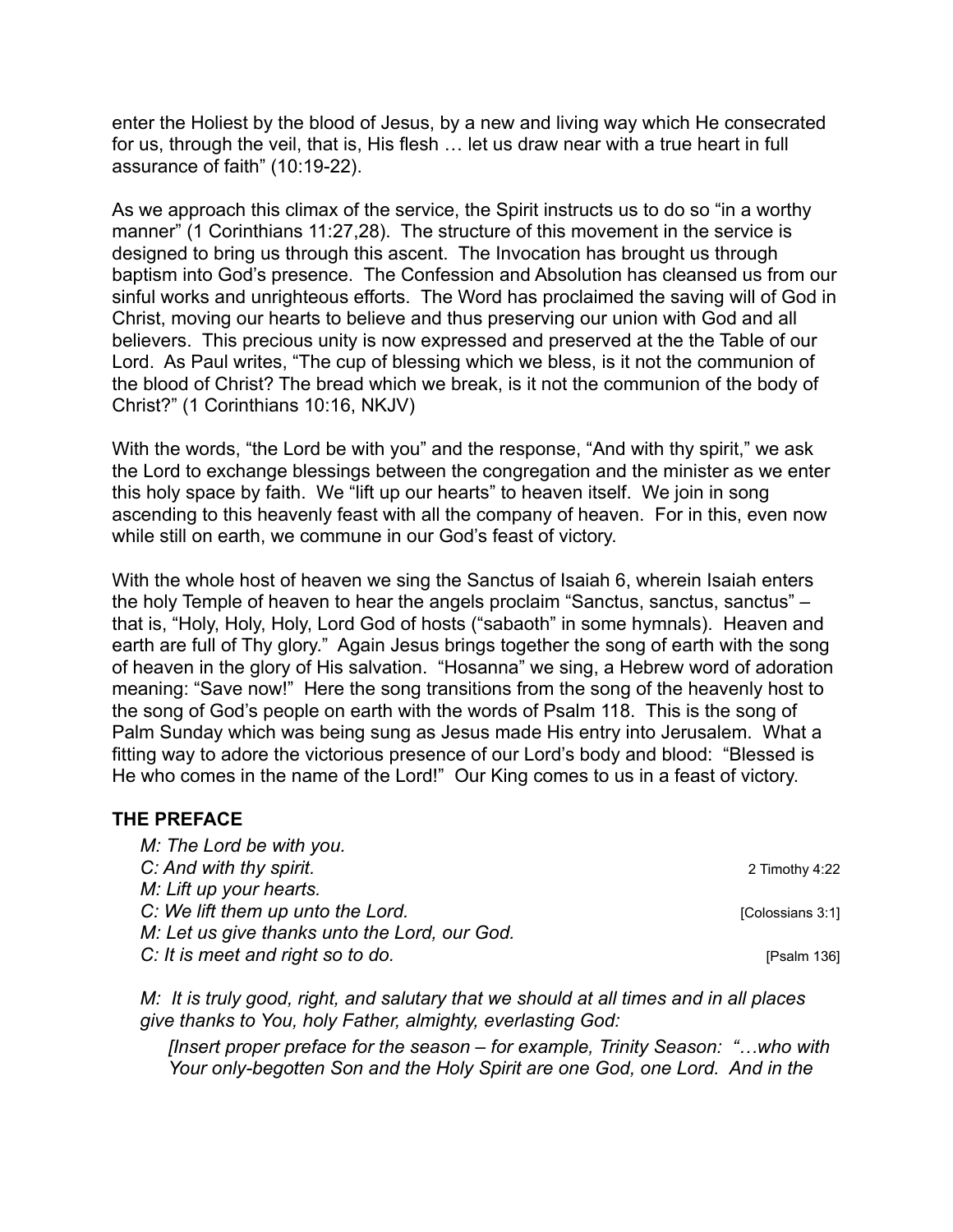enter the Holiest by the blood of Jesus, by a new and living way which He consecrated for us, through the veil, that is, His flesh … let us draw near with a true heart in full assurance of faith" (10:19-22).

As we approach this climax of the service, the Spirit instructs us to do so "in a worthy manner" (1 Corinthians 11:27,28). The structure of this movement in the service is designed to bring us through this ascent. The Invocation has brought us through baptism into God's presence. The Confession and Absolution has cleansed us from our sinful works and unrighteous efforts. The Word has proclaimed the saving will of God in Christ, moving our hearts to believe and thus preserving our union with God and all believers. This precious unity is now expressed and preserved at the the Table of our Lord. As Paul writes, "The cup of blessing which we bless, is it not the communion of the blood of Christ? The bread which we break, is it not the communion of the body of Christ?" (1 Corinthians 10:16, NKJV)

With the words, "the Lord be with you" and the response, "And with thy spirit," we ask the Lord to exchange blessings between the congregation and the minister as we enter this holy space by faith. We "lift up our hearts" to heaven itself. We join in song ascending to this heavenly feast with all the company of heaven. For in this, even now while still on earth, we commune in our God's feast of victory.

With the whole host of heaven we sing the Sanctus of Isaiah 6, wherein Isaiah enters the holy Temple of heaven to hear the angels proclaim "Sanctus, sanctus, sanctus" – that is, "Holy, Holy, Holy, Lord God of hosts ("sabaoth" in some hymnals). Heaven and earth are full of Thy glory." Again Jesus brings together the song of earth with the song of heaven in the glory of His salvation. "Hosanna" we sing, a Hebrew word of adoration meaning: "Save now!" Here the song transitions from the song of the heavenly host to the song of God's people on earth with the words of Psalm 118. This is the song of Palm Sunday which was being sung as Jesus made His entry into Jerusalem. What a fitting way to adore the victorious presence of our Lord's body and blood: "Blessed is He who comes in the name of the Lord!" Our King comes to us in a feast of victory.

### THE PREFACE

*M: The Lord be with you.*
*C: And with thy spirit.* — 2 Timothy 4:22
*M: Lift up your hearts.*
*C: We lift them up unto the Lord.* — [Colossians 3:1]
*M: Let us give thanks unto the Lord, our God.*
*C: It is meet and right so to do.* — [Psalm 136]

*M: It is truly good, right, and salutary that we should at all times and in all places give thanks to You, holy Father, almighty, everlasting God:*

*[Insert proper preface for the season – for example, Trinity Season: "…who with Your only-begotten Son and the Holy Spirit are one God, one Lord. And in the*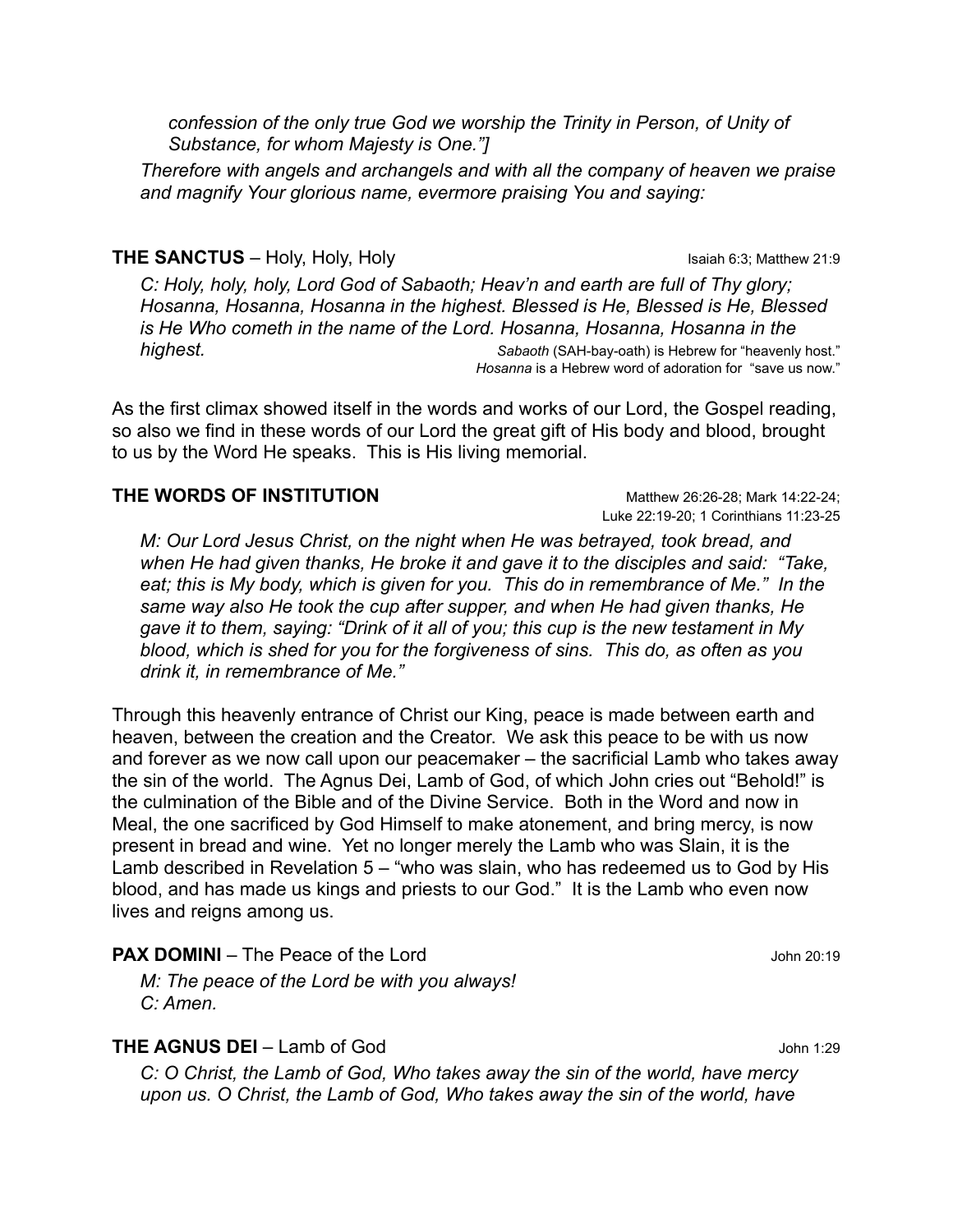*confession of the only true God we worship the Trinity in Person, of Unity of Substance, for whom Majesty is One."]*

*Therefore with angels and archangels and with all the company of heaven we praise and magnify Your glorious name, evermore praising You and saying:*

**THE SANCTUS** – Holy, Holy, Holy — Isaiah 6:3; Matthew 21:9

*C: Holy, holy, holy, Lord God of Sabaoth; Heav'n and earth are full of Thy glory; Hosanna, Hosanna, Hosanna in the highest. Blessed is He, Blessed is He, Blessed is He Who cometh in the name of the Lord. Hosanna, Hosanna, Hosanna in the highest.*

*Sabaoth* (SAH-bay-oath) is Hebrew for "heavenly host."
*Hosanna* is a Hebrew word of adoration for "save us now."

As the first climax showed itself in the words and works of our Lord, the Gospel reading, so also we find in these words of our Lord the great gift of His body and blood, brought to us by the Word He speaks. This is His living memorial.

**THE WORDS OF INSTITUTION** — Matthew 26:26-28; Mark 14:22-24; Luke 22:19-20; 1 Corinthians 11:23-25

*M: Our Lord Jesus Christ, on the night when He was betrayed, took bread, and when He had given thanks, He broke it and gave it to the disciples and said: "Take, eat; this is My body, which is given for you. This do in remembrance of Me." In the same way also He took the cup after supper, and when He had given thanks, He gave it to them, saying: "Drink of it all of you; this cup is the new testament in My blood, which is shed for you for the forgiveness of sins. This do, as often as you drink it, in remembrance of Me."*

Through this heavenly entrance of Christ our King, peace is made between earth and heaven, between the creation and the Creator. We ask this peace to be with us now and forever as we now call upon our peacemaker – the sacrificial Lamb who takes away the sin of the world. The Agnus Dei, Lamb of God, of which John cries out "Behold!" is the culmination of the Bible and of the Divine Service. Both in the Word and now in Meal, the one sacrificed by God Himself to make atonement, and bring mercy, is now present in bread and wine. Yet no longer merely the Lamb who was Slain, it is the Lamb described in Revelation 5 – "who was slain, who has redeemed us to God by His blood, and has made us kings and priests to our God." It is the Lamb who even now lives and reigns among us.

**PAX DOMINI** – The Peace of the Lord — John 20:19

*M: The peace of the Lord be with you always!*
*C: Amen.*

**THE AGNUS DEI** – Lamb of God — John 1:29

*C: O Christ, the Lamb of God, Who takes away the sin of the world, have mercy upon us. O Christ, the Lamb of God, Who takes away the sin of the world, have*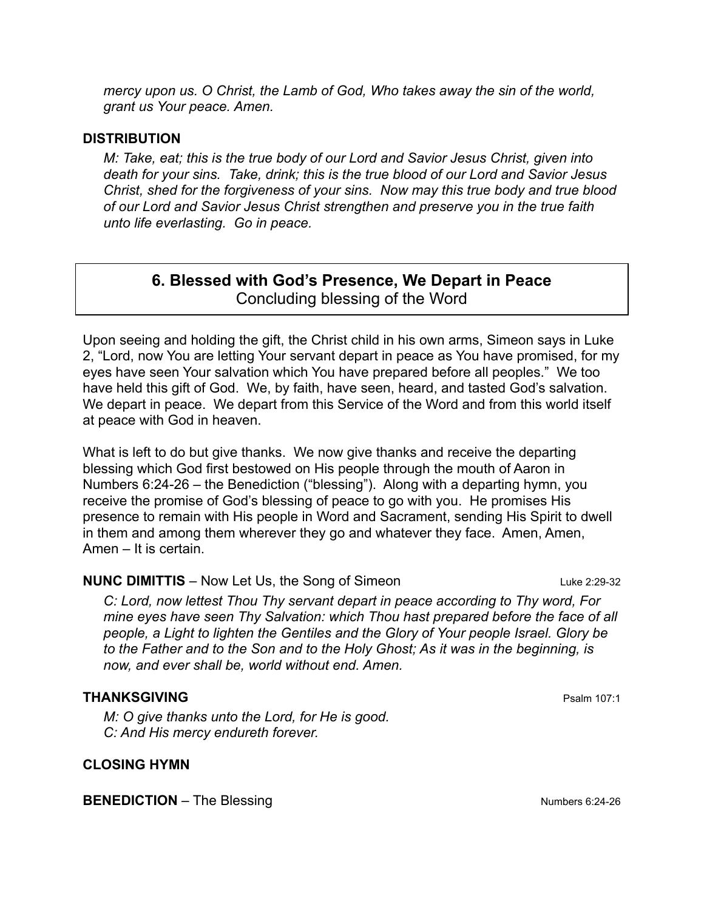*mercy upon us. O Christ, the Lamb of God, Who takes away the sin of the world, grant us Your peace. Amen.*

**DISTRIBUTION**

*M: Take, eat; this is the true body of our Lord and Savior Jesus Christ, given into death for your sins. Take, drink; this is the true blood of our Lord and Savior Jesus Christ, shed for the forgiveness of your sins. Now may this true body and true blood of our Lord and Savior Jesus Christ strengthen and preserve you in the true faith unto life everlasting. Go in peace.*

## 6. Blessed with God's Presence, We Depart in Peace

Concluding blessing of the Word

Upon seeing and holding the gift, the Christ child in his own arms, Simeon says in Luke 2, "Lord, now You are letting Your servant depart in peace as You have promised, for my eyes have seen Your salvation which You have prepared before all peoples." We too have held this gift of God. We, by faith, have seen, heard, and tasted God's salvation. We depart in peace. We depart from this Service of the Word and from this world itself at peace with God in heaven.

What is left to do but give thanks. We now give thanks and receive the departing blessing which God first bestowed on His people through the mouth of Aaron in Numbers 6:24-26 – the Benediction ("blessing"). Along with a departing hymn, you receive the promise of God's blessing of peace to go with you. He promises His presence to remain with His people in Word and Sacrament, sending His Spirit to dwell in them and among them wherever they go and whatever they face. Amen, Amen, Amen – It is certain.

**NUNC DIMITTIS** – Now Let Us, the Song of Simeon — Luke 2:29-32

*C: Lord, now lettest Thou Thy servant depart in peace according to Thy word, For mine eyes have seen Thy Salvation: which Thou hast prepared before the face of all people, a Light to lighten the Gentiles and the Glory of Your people Israel. Glory be to the Father and to the Son and to the Holy Ghost; As it was in the beginning, is now, and ever shall be, world without end. Amen.*

**THANKSGIVING** — Psalm 107:1

*M: O give thanks unto the Lord, for He is good.*
*C: And His mercy endureth forever.*

**CLOSING HYMN**

**BENEDICTION** – The Blessing — Numbers 6:24-26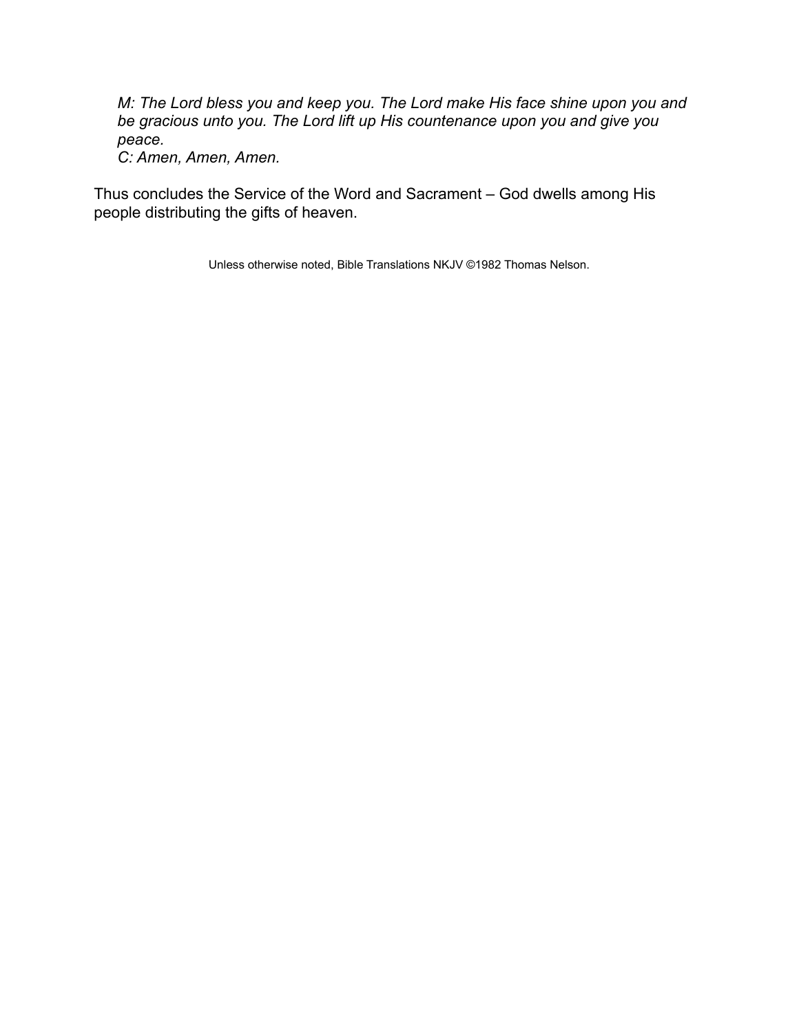*M: The Lord bless you and keep you. The Lord make His face shine upon you and be gracious unto you. The Lord lift up His countenance upon you and give you peace.*
*C: Amen, Amen, Amen.*

Thus concludes the Service of the Word and Sacrament – God dwells among His people distributing the gifts of heaven.

Unless otherwise noted, Bible Translations NKJV ©1982 Thomas Nelson.